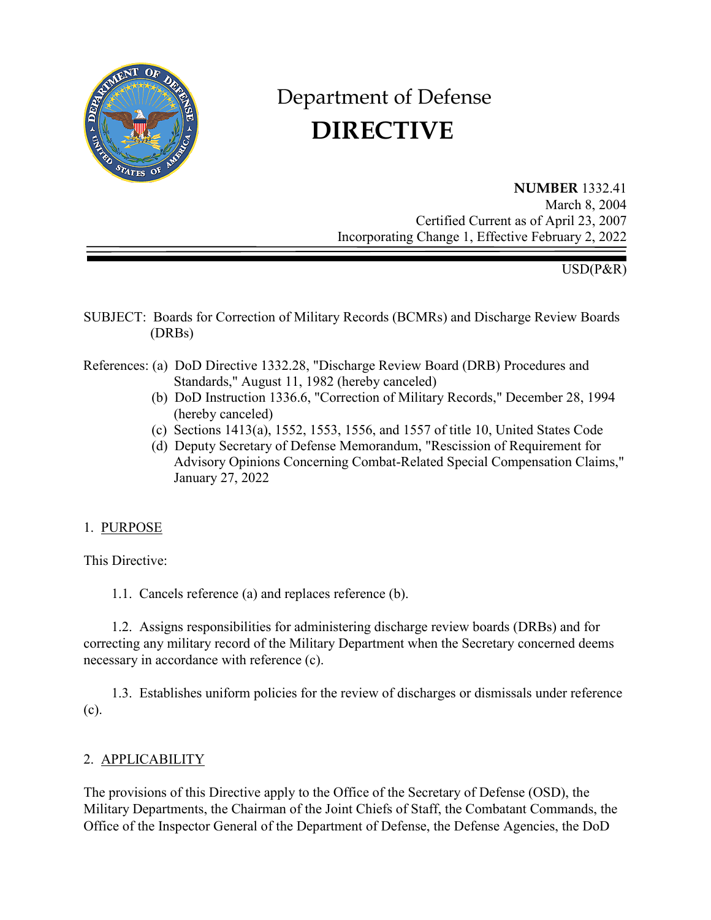# Department of Defense
# DIRECTIVE

**NUMBER** 1332.41
March 8, 2004
Certified Current as of April 23, 2007
Incorporating Change 1, Effective February 2, 2022

USD(P&R)

SUBJECT: Boards for Correction of Military Records (BCMRs) and Discharge Review Boards (DRBs)

References:
- (a) DoD Directive 1332.28, "Discharge Review Board (DRB) Procedures and Standards," August 11, 1982 (hereby canceled)
- (b) DoD Instruction 1336.6, "Correction of Military Records," December 28, 1994 (hereby canceled)
- (c) Sections 1413(a), 1552, 1553, 1556, and 1557 of title 10, United States Code
- (d) Deputy Secretary of Defense Memorandum, "Rescission of Requirement for Advisory Opinions Concerning Combat-Related Special Compensation Claims," January 27, 2022

## 1. PURPOSE

This Directive:

1.1. Cancels reference (a) and replaces reference (b).

1.2. Assigns responsibilities for administering discharge review boards (DRBs) and for correcting any military record of the Military Department when the Secretary concerned deems necessary in accordance with reference (c).

1.3. Establishes uniform policies for the review of discharges or dismissals under reference (c).

## 2. APPLICABILITY

The provisions of this Directive apply to the Office of the Secretary of Defense (OSD), the Military Departments, the Chairman of the Joint Chiefs of Staff, the Combatant Commands, the Office of the Inspector General of the Department of Defense, the Defense Agencies, the DoD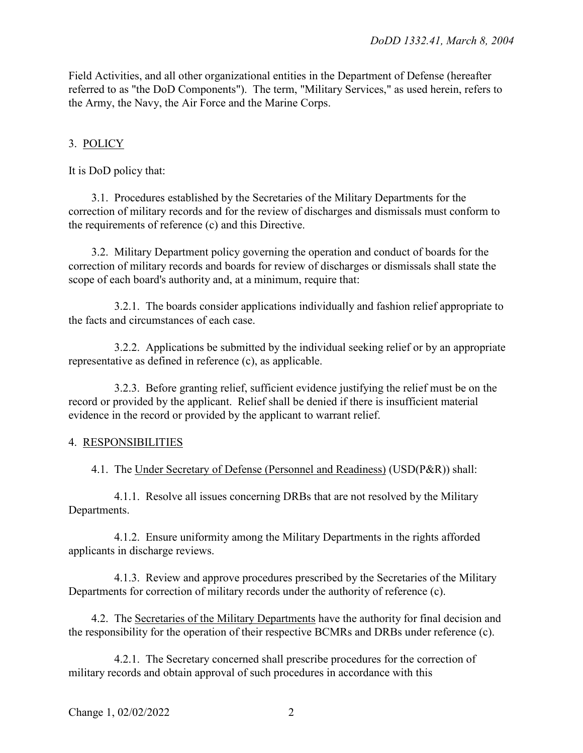Field Activities, and all other organizational entities in the Department of Defense (hereafter referred to as "the DoD Components"). The term, "Military Services," as used herein, refers to the Army, the Navy, the Air Force and the Marine Corps.

## 3. POLICY

It is DoD policy that:

3.1. Procedures established by the Secretaries of the Military Departments for the correction of military records and for the review of discharges and dismissals must conform to the requirements of reference (c) and this Directive.

3.2. Military Department policy governing the operation and conduct of boards for the correction of military records and boards for review of discharges or dismissals shall state the scope of each board's authority and, at a minimum, require that:

3.2.1. The boards consider applications individually and fashion relief appropriate to the facts and circumstances of each case.

3.2.2. Applications be submitted by the individual seeking relief or by an appropriate representative as defined in reference (c), as applicable.

3.2.3. Before granting relief, sufficient evidence justifying the relief must be on the record or provided by the applicant. Relief shall be denied if there is insufficient material evidence in the record or provided by the applicant to warrant relief.

## 4. RESPONSIBILITIES

4.1. The Under Secretary of Defense (Personnel and Readiness) (USD(P&R)) shall:

4.1.1. Resolve all issues concerning DRBs that are not resolved by the Military Departments.

4.1.2. Ensure uniformity among the Military Departments in the rights afforded applicants in discharge reviews.

4.1.3. Review and approve procedures prescribed by the Secretaries of the Military Departments for correction of military records under the authority of reference (c).

4.2. The Secretaries of the Military Departments have the authority for final decision and the responsibility for the operation of their respective BCMRs and DRBs under reference (c).

4.2.1. The Secretary concerned shall prescribe procedures for the correction of military records and obtain approval of such procedures in accordance with this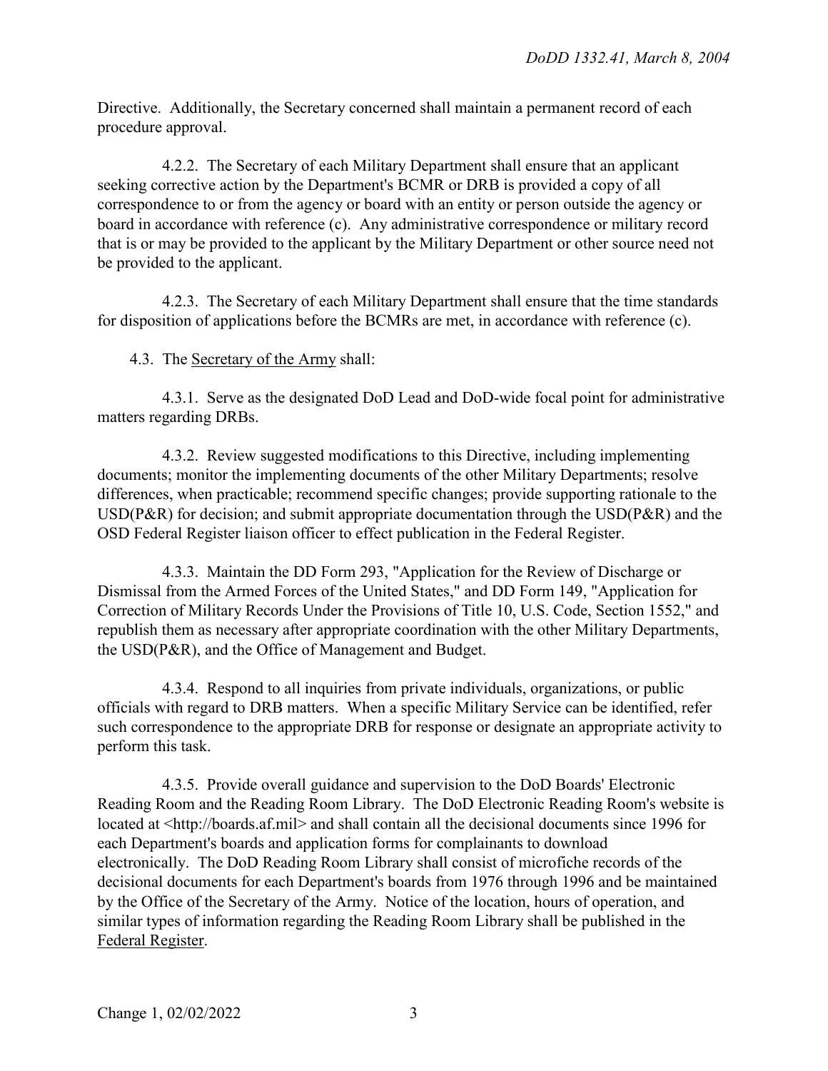Directive. Additionally, the Secretary concerned shall maintain a permanent record of each procedure approval.

4.2.2. The Secretary of each Military Department shall ensure that an applicant seeking corrective action by the Department's BCMR or DRB is provided a copy of all correspondence to or from the agency or board with an entity or person outside the agency or board in accordance with reference (c). Any administrative correspondence or military record that is or may be provided to the applicant by the Military Department or other source need not be provided to the applicant.

4.2.3. The Secretary of each Military Department shall ensure that the time standards for disposition of applications before the BCMRs are met, in accordance with reference (c).

4.3. The Secretary of the Army shall:

4.3.1. Serve as the designated DoD Lead and DoD-wide focal point for administrative matters regarding DRBs.

4.3.2. Review suggested modifications to this Directive, including implementing documents; monitor the implementing documents of the other Military Departments; resolve differences, when practicable; recommend specific changes; provide supporting rationale to the USD(P&R) for decision; and submit appropriate documentation through the USD(P&R) and the OSD Federal Register liaison officer to effect publication in the Federal Register.

4.3.3. Maintain the DD Form 293, "Application for the Review of Discharge or Dismissal from the Armed Forces of the United States," and DD Form 149, "Application for Correction of Military Records Under the Provisions of Title 10, U.S. Code, Section 1552," and republish them as necessary after appropriate coordination with the other Military Departments, the USD(P&R), and the Office of Management and Budget.

4.3.4. Respond to all inquiries from private individuals, organizations, or public officials with regard to DRB matters. When a specific Military Service can be identified, refer such correspondence to the appropriate DRB for response or designate an appropriate activity to perform this task.

4.3.5. Provide overall guidance and supervision to the DoD Boards' Electronic Reading Room and the Reading Room Library. The DoD Electronic Reading Room's website is located at <http://boards.af.mil> and shall contain all the decisional documents since 1996 for each Department's boards and application forms for complainants to download electronically. The DoD Reading Room Library shall consist of microfiche records of the decisional documents for each Department's boards from 1976 through 1996 and be maintained by the Office of the Secretary of the Army. Notice of the location, hours of operation, and similar types of information regarding the Reading Room Library shall be published in the Federal Register.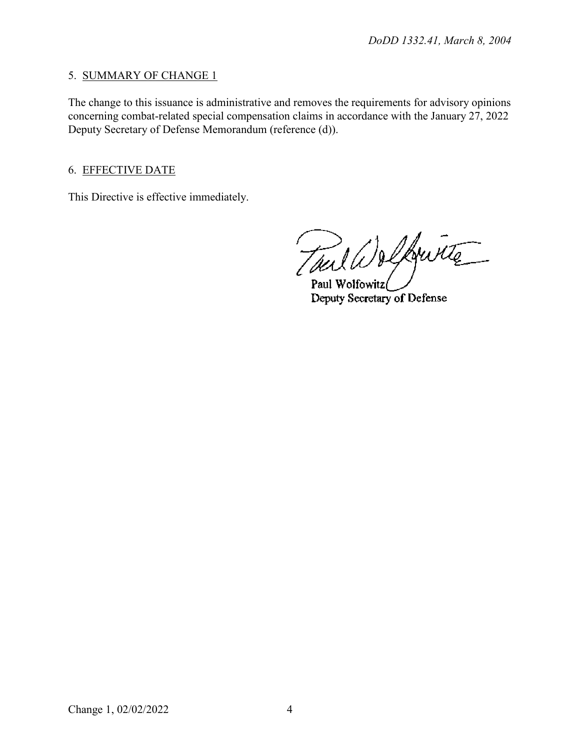5. SUMMARY OF CHANGE 1

The change to this issuance is administrative and removes the requirements for advisory opinions concerning combat-related special compensation claims in accordance with the January 27, 2022 Deputy Secretary of Defense Memorandum (reference (d)).

6. EFFECTIVE DATE

This Directive is effective immediately.

Paul Wolfowitz
Deputy Secretary of Defense